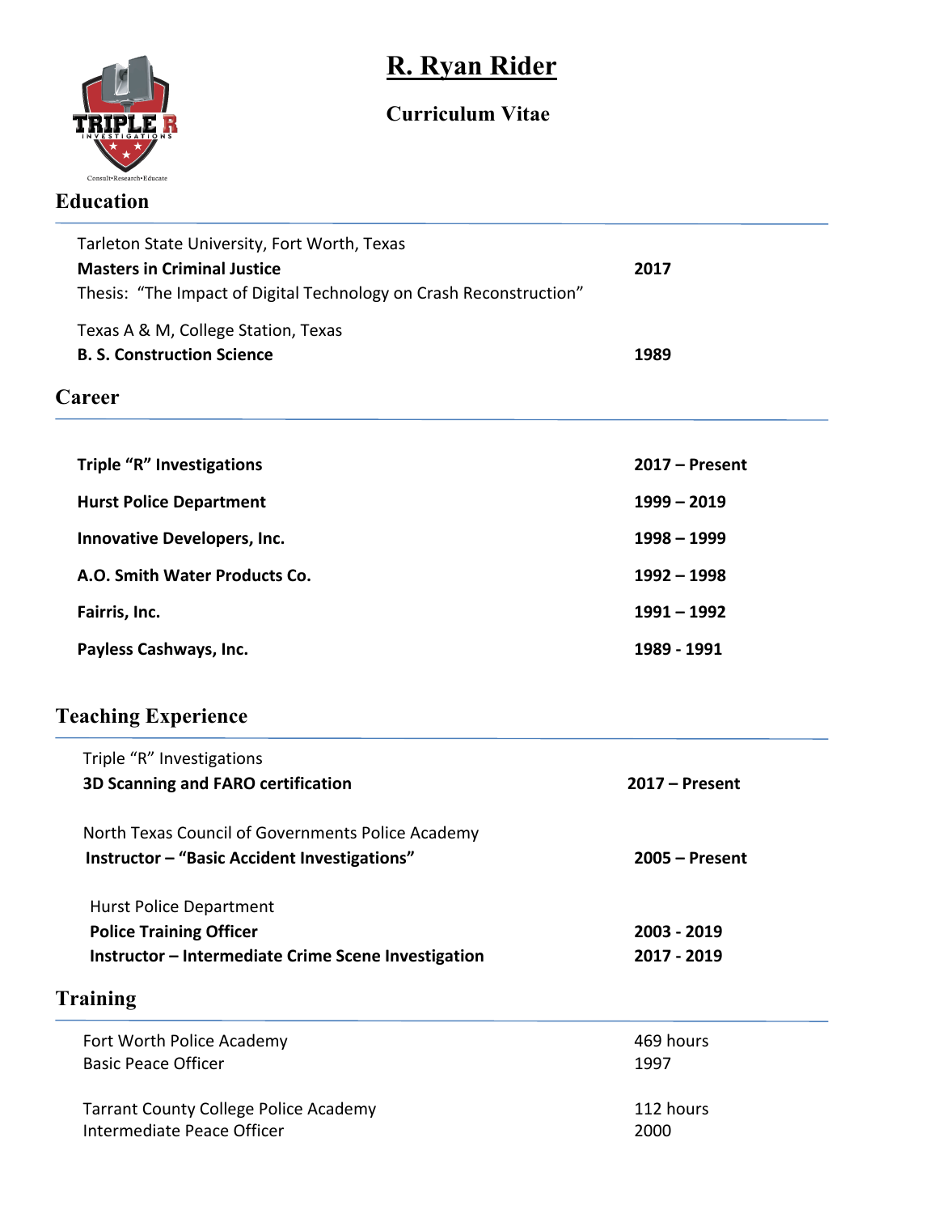# R. Ryan Rider

## Curriculum Vitae

## Education

Tarleton State University, Fort Worth, Texas
**Masters in Criminal Justice** — **2017**
Thesis: "The Impact of Digital Technology on Crash Reconstruction"

Texas A & M, College Station, Texas
**B. S. Construction Science** — **1989**

## Career

| | |
|---|---|
| **Triple "R" Investigations** | **2017 – Present** |
| **Hurst Police Department** | **1999 – 2019** |
| **Innovative Developers, Inc.** | **1998 – 1999** |
| **A.O. Smith Water Products Co.** | **1992 – 1998** |
| **Fairris, Inc.** | **1991 – 1992** |
| **Payless Cashways, Inc.** | **1989 - 1991** |

## Teaching Experience

Triple "R" Investigations
**3D Scanning and FARO certification** — **2017 – Present**

North Texas Council of Governments Police Academy
**Instructor – "Basic Accident Investigations"** — **2005 – Present**

Hurst Police Department
**Police Training Officer** — **2003 - 2019**
**Instructor – Intermediate Crime Scene Investigation** — **2017 - 2019**

## Training

Fort Worth Police Academy — 469 hours
Basic Peace Officer — 1997

Tarrant County College Police Academy — 112 hours
Intermediate Peace Officer — 2000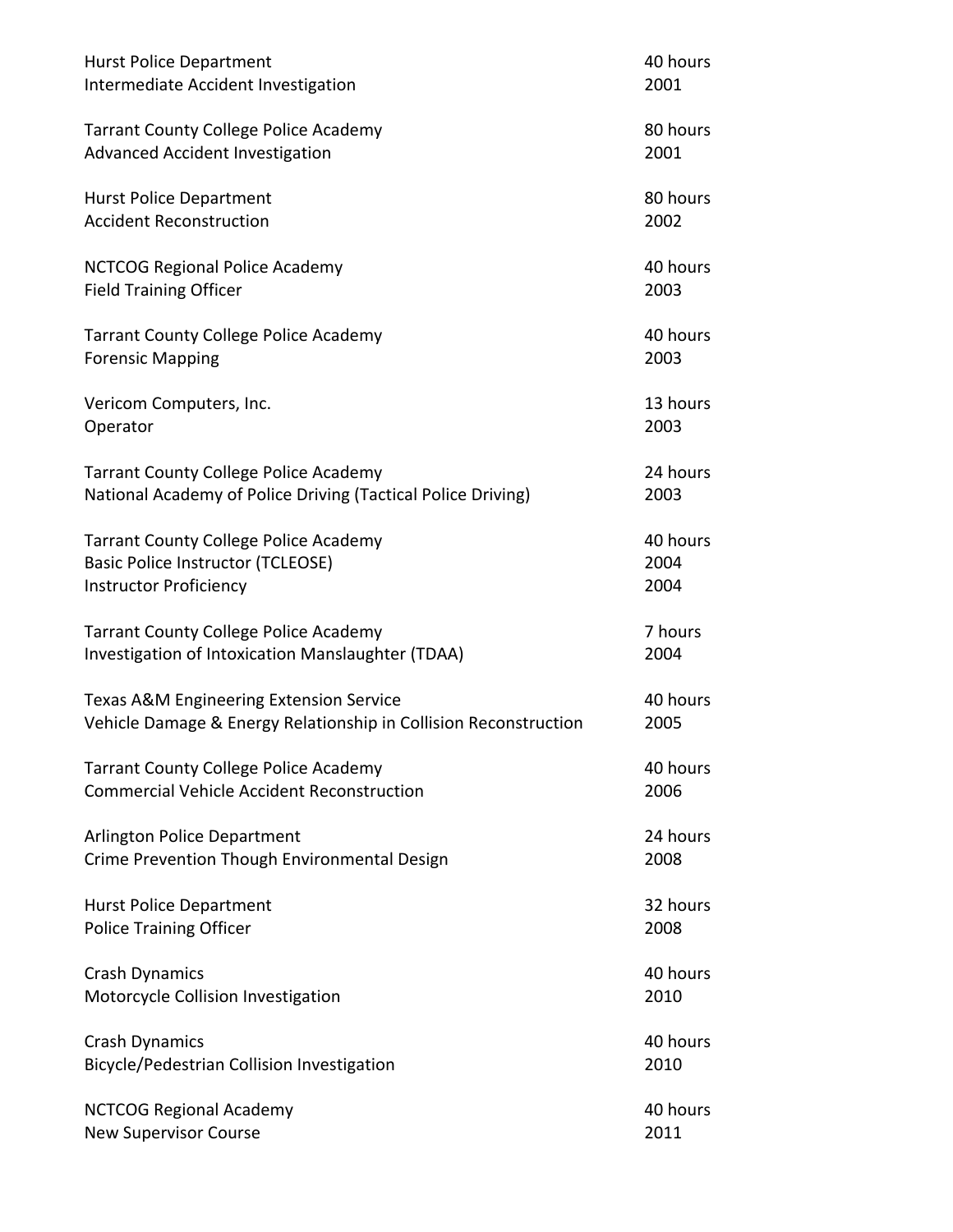| | |
|---|---|
| Hurst Police Department | 40 hours |
| Intermediate Accident Investigation | 2001 |
| | |
| Tarrant County College Police Academy | 80 hours |
| Advanced Accident Investigation | 2001 |
| | |
| Hurst Police Department | 80 hours |
| Accident Reconstruction | 2002 |
| | |
| NCTCOG Regional Police Academy | 40 hours |
| Field Training Officer | 2003 |
| | |
| Tarrant County College Police Academy | 40 hours |
| Forensic Mapping | 2003 |
| | |
| Vericom Computers, Inc. | 13 hours |
| Operator | 2003 |
| | |
| Tarrant County College Police Academy | 24 hours |
| National Academy of Police Driving (Tactical Police Driving) | 2003 |
| | |
| Tarrant County College Police Academy | 40 hours |
| Basic Police Instructor (TCLEOSE) | 2004 |
| Instructor Proficiency | 2004 |
| | |
| Tarrant County College Police Academy | 7 hours |
| Investigation of Intoxication Manslaughter (TDAA) | 2004 |
| | |
| Texas A&M Engineering Extension Service | 40 hours |
| Vehicle Damage & Energy Relationship in Collision Reconstruction | 2005 |
| | |
| Tarrant County College Police Academy | 40 hours |
| Commercial Vehicle Accident Reconstruction | 2006 |
| | |
| Arlington Police Department | 24 hours |
| Crime Prevention Though Environmental Design | 2008 |
| | |
| Hurst Police Department | 32 hours |
| Police Training Officer | 2008 |
| | |
| Crash Dynamics | 40 hours |
| Motorcycle Collision Investigation | 2010 |
| | |
| Crash Dynamics | 40 hours |
| Bicycle/Pedestrian Collision Investigation | 2010 |
| | |
| NCTCOG Regional Academy | 40 hours |
| New Supervisor Course | 2011 |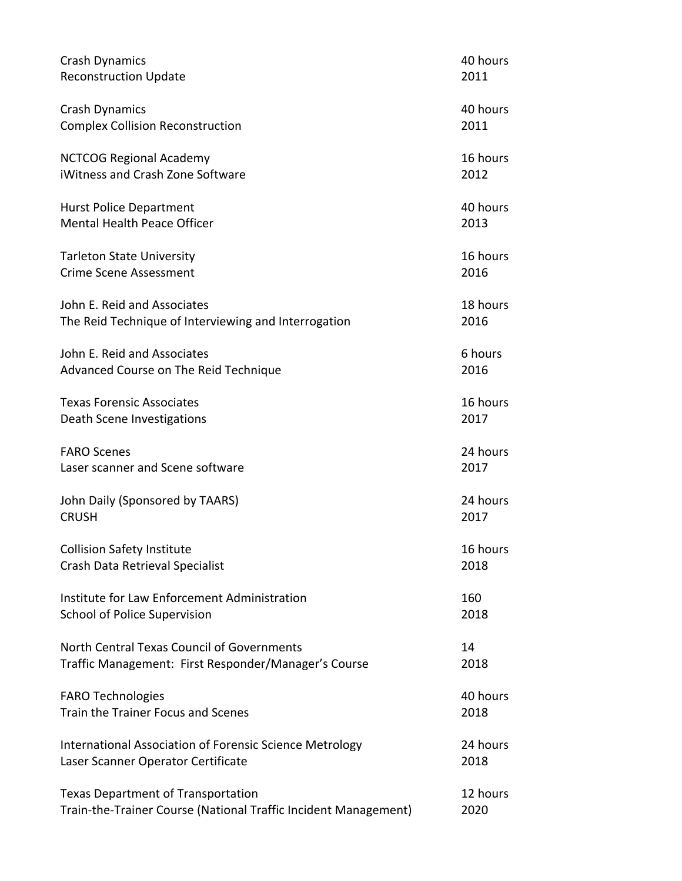| | |
|---|---|
| Crash Dynamics<br>Reconstruction Update | 40 hours<br>2011 |
| Crash Dynamics<br>Complex Collision Reconstruction | 40 hours<br>2011 |
| NCTCOG Regional Academy<br>iWitness and Crash Zone Software | 16 hours<br>2012 |
| Hurst Police Department<br>Mental Health Peace Officer | 40 hours<br>2013 |
| Tarleton State University<br>Crime Scene Assessment | 16 hours<br>2016 |
| John E. Reid and Associates<br>The Reid Technique of Interviewing and Interrogation | 18 hours<br>2016 |
| John E. Reid and Associates<br>Advanced Course on The Reid Technique | 6 hours<br>2016 |
| Texas Forensic Associates<br>Death Scene Investigations | 16 hours<br>2017 |
| FARO Scenes<br>Laser scanner and Scene software | 24 hours<br>2017 |
| John Daily (Sponsored by TAARS)<br>CRUSH | 24 hours<br>2017 |
| Collision Safety Institute<br>Crash Data Retrieval Specialist | 16 hours<br>2018 |
| Institute for Law Enforcement Administration<br>School of Police Supervision | 160<br>2018 |
| North Central Texas Council of Governments<br>Traffic Management: First Responder/Manager's Course | 14<br>2018 |
| FARO Technologies<br>Train the Trainer Focus and Scenes | 40 hours<br>2018 |
| International Association of Forensic Science Metrology<br>Laser Scanner Operator Certificate | 24 hours<br>2018 |
| Texas Department of Transportation<br>Train-the-Trainer Course (National Traffic Incident Management) | 12 hours<br>2020 |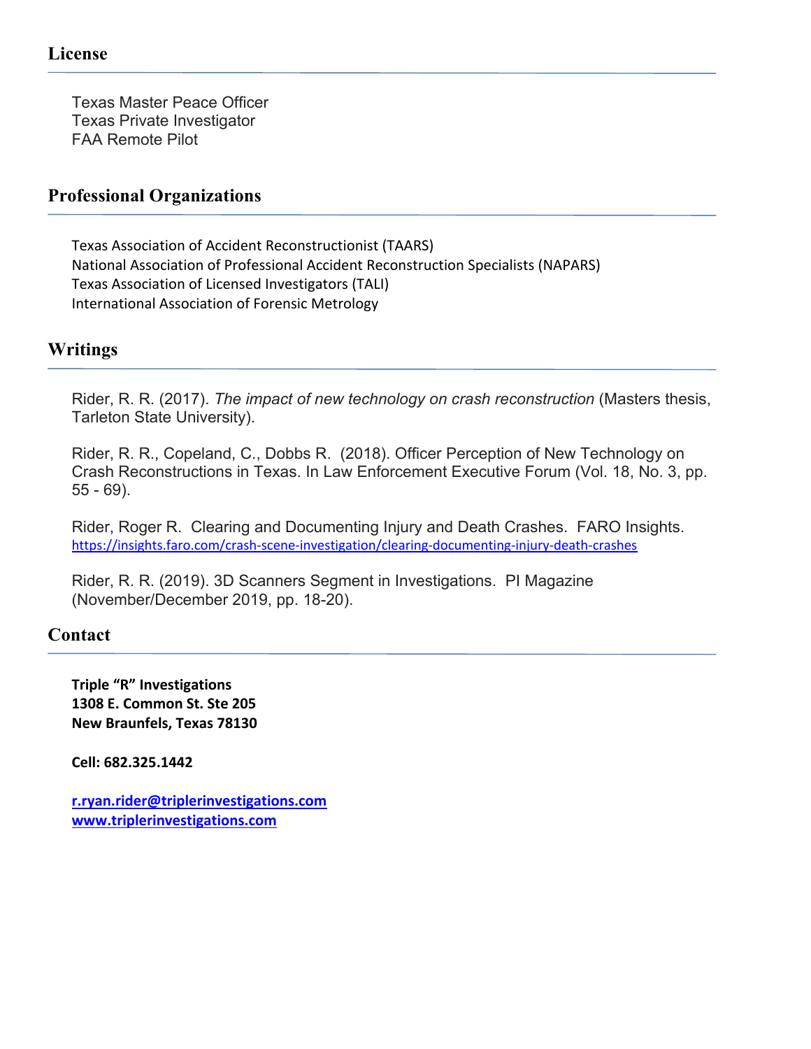## License

Texas Master Peace Officer
Texas Private Investigator
FAA Remote Pilot

## Professional Organizations

Texas Association of Accident Reconstructionist (TAARS)
National Association of Professional Accident Reconstruction Specialists (NAPARS)
Texas Association of Licensed Investigators (TALI)
International Association of Forensic Metrology

## Writings

Rider, R. R. (2017). *The impact of new technology on crash reconstruction* (Masters thesis, Tarleton State University).

Rider, R. R., Copeland, C., Dobbs R. (2018). Officer Perception of New Technology on Crash Reconstructions in Texas. In Law Enforcement Executive Forum (Vol. 18, No. 3, pp. 55 - 69).

Rider, Roger R. Clearing and Documenting Injury and Death Crashes. FARO Insights. https://insights.faro.com/crash-scene-investigation/clearing-documenting-injury-death-crashes

Rider, R. R. (2019). 3D Scanners Segment in Investigations. PI Magazine (November/December 2019, pp. 18-20).

## Contact

**Triple "R" Investigations**
**1308 E. Common St. Ste 205**
**New Braunfels, Texas 78130**

**Cell: 682.325.1442**

**r.ryan.rider@triplerinvestigations.com**
**www.triplerinvestigations.com**